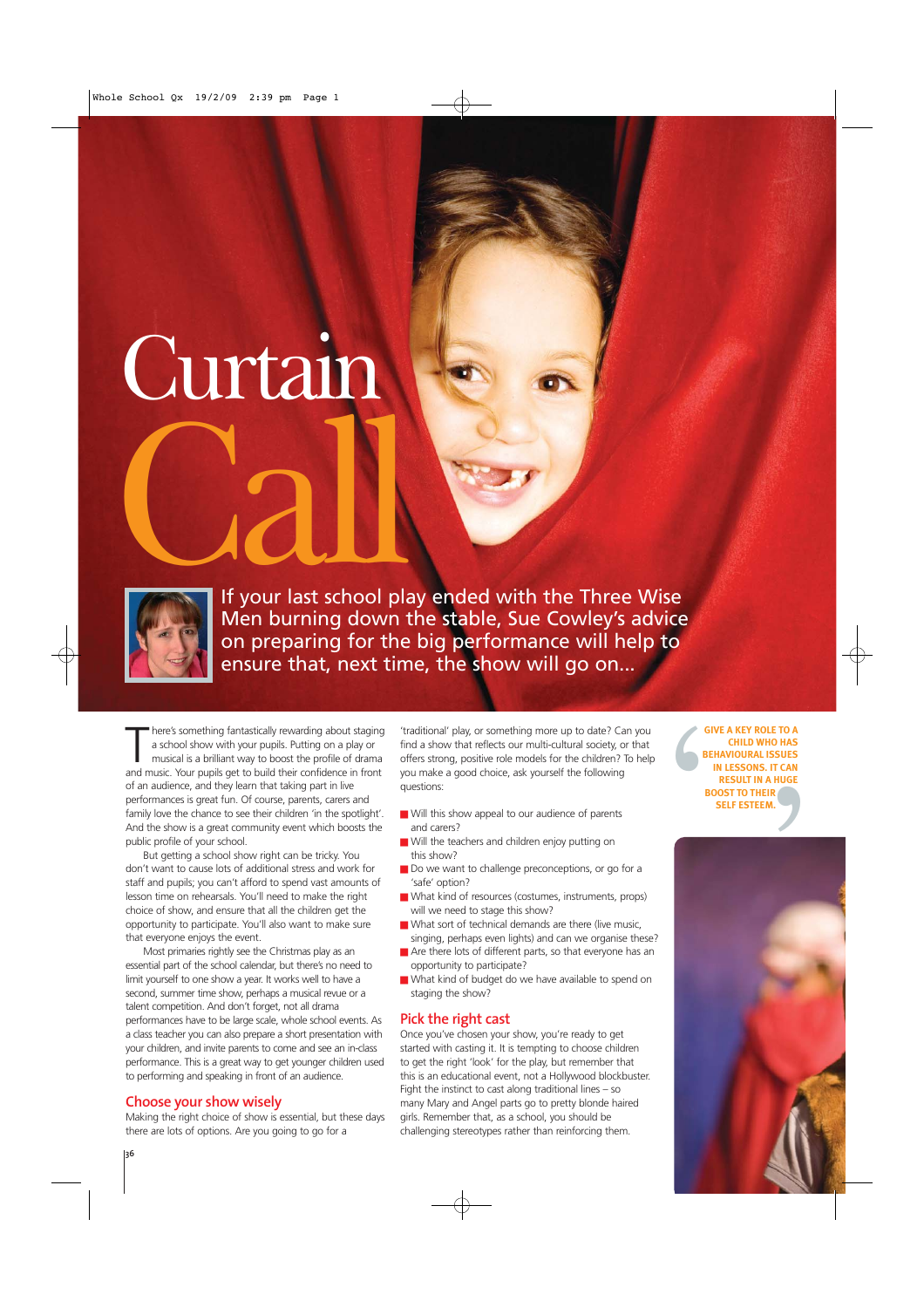# Curtain Call

If your last school play ended with the Three Wise Men burning down the stable, Sue Cowley's advice on preparing for the big performance will help to ensure that, next time, the show will go on...

There's something fantastically rewarding about staging a school show with your pupils. Putting on a play or musical is a brilliant way to boost the profile of drama and music. Your pupils get to build their confidence in front of an audience, and they learn that taking part in live performances is great fun. Of course, parents, carers and family love the chance to see their children 'in the spotlight'. And the show is a great community event which boosts the public profile of your school.

But getting a school show right can be tricky. You don't want to cause lots of additional stress and work for staff and pupils; you can't afford to spend vast amounts of lesson time on rehearsals. You'll need to make the right choice of show, and ensure that all the children get the opportunity to participate. You'll also want to make sure that everyone enjoys the event.

Most primaries rightly see the Christmas play as an essential part of the school calendar, but there's no need to limit yourself to one show a year. It works well to have a second, summer time show, perhaps a musical revue or a talent competition. And don't forget, not all drama performances have to be large scale, whole school events. As a class teacher you can also prepare a short presentation with your children, and invite parents to come and see an in-class performance. This is a great way to get younger children used to performing and speaking in front of an audience.

## Choose your show wisely

Making the right choice of show is essential, but these days there are lots of options. Are you going to go for a 'traditional' play, or something more up to date? Can you find a show that reflects our multi-cultural society, or that offers strong, positive role models for the children? To help you make a good choice, ask yourself the following questions:

- Will this show appeal to our audience of parents and carers?
- Will the teachers and children enjoy putting on this show?
- Do we want to challenge preconceptions, or go for a 'safe' option?
- What kind of resources (costumes, instruments, props) will we need to stage this show?
- What sort of technical demands are there (live music, singing, perhaps even lights) and can we organise these?
- Are there lots of different parts, so that everyone has an opportunity to participate?
- What kind of budget do we have available to spend on staging the show?

## Pick the right cast

Once you've chosen your show, you're ready to get started with casting it. It is tempting to choose children to get the right 'look' for the play, but remember that this is an educational event, not a Hollywood blockbuster. Fight the instinct to cast along traditional lines – so many Mary and Angel parts go to pretty blonde haired girls. Remember that, as a school, you should be challenging stereotypes rather than reinforcing them.

**GIVE A KEY ROLE TO A CHILD WHO HAS BEHAVIOURAL ISSUES IN LESSONS. IT CAN RESULT IN A HUGE BOOST TO THEIR SELF ESTEEM.**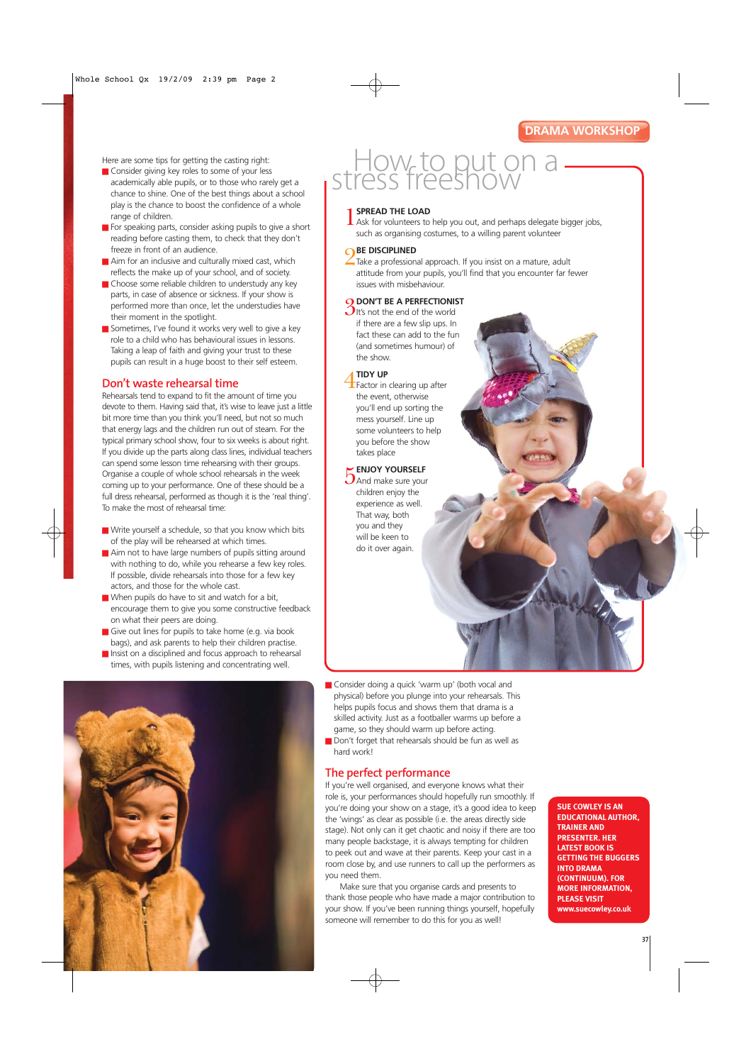DRAMA WORKSHOP

Here are some tips for getting the casting right:

- Consider giving key roles to some of your less academically able pupils, or to those who rarely get a chance to shine. One of the best things about a school play is the chance to boost the confidence of a whole range of children.
- For speaking parts, consider asking pupils to give a short reading before casting them, to check that they don't freeze in front of an audience.
- Aim for an inclusive and culturally mixed cast, which reflects the make up of your school, and of society.
- Choose some reliable children to understudy any key parts, in case of absence or sickness. If your show is performed more than once, let the understudies have their moment in the spotlight.
- Sometimes, I've found it works very well to give a key role to a child who has behavioural issues in lessons. Taking a leap of faith and giving your trust to these pupils can result in a huge boost to their self esteem.

## Don't waste rehearsal time

Rehearsals tend to expand to fit the amount of time you devote to them. Having said that, it's wise to leave just a little bit more time than you think you'll need, but not so much that energy lags and the children run out of steam. For the typical primary school show, four to six weeks is about right. If you divide up the parts along class lines, individual teachers can spend some lesson time rehearsing with their groups. Organise a couple of whole school rehearsals in the week coming up to your performance. One of these should be a full dress rehearsal, performed as though it is the 'real thing'. To make the most of rehearsal time:

- Write yourself a schedule, so that you know which bits of the play will be rehearsed at which times.
- Aim not to have large numbers of pupils sitting around with nothing to do, while you rehearse a few key roles. If possible, divide rehearsals into those for a few key actors, and those for the whole cast.
- When pupils do have to sit and watch for a bit, encourage them to give you some constructive feedback on what their peers are doing.
- Give out lines for pupils to take home (e.g. via book bags), and ask parents to help their children practise.
- Insist on a disciplined and focus approach to rehearsal times, with pupils listening and concentrating well.
- Consider doing a quick 'warm up' (both vocal and physical) before you plunge into your rehearsals. This helps pupils focus and shows them that drama is a skilled activity. Just as a footballer warms up before a game, so they should warm up before acting.
- Don't forget that rehearsals should be fun as well as hard work!

## How to put on a stress free show

**1 SPREAD THE LOAD**
Ask for volunteers to help you out, and perhaps delegate bigger jobs, such as organising costumes, to a willing parent volunteer

**2 BE DISCIPLINED**
Take a professional approach. If you insist on a mature, adult attitude from your pupils, you'll find that you encounter far fewer issues with misbehaviour.

**3 DON'T BE A PERFECTIONIST**
It's not the end of the world if there are a few slip ups. In fact these can add to the fun (and sometimes humour) of the show.

**4 TIDY UP**
Factor in clearing up after the event, otherwise you'll end up sorting the mess yourself. Line up some volunteers to help you before the show takes place

**5 ENJOY YOURSELF**
And make sure your children enjoy the experience as well. That way, both you and they will be keen to do it over again.

## The perfect performance

If you're well organised, and everyone knows what their role is, your performances should hopefully run smoothly. If you're doing your show on a stage, it's a good idea to keep the 'wings' as clear as possible (i.e. the areas directly side stage). Not only can it get chaotic and noisy if there are too many people backstage, it is always tempting for children to peek out and wave at their parents. Keep your cast in a room close by, and use runners to call up the performers as you need them.

Make sure that you organise cards and presents to thank those people who have made a major contribution to your show. If you've been running things yourself, hopefully someone will remember to do this for you as well!

**SUE COWLEY IS AN EDUCATIONAL AUTHOR, TRAINER AND PRESENTER. HER LATEST BOOK IS GETTING THE BUGGERS INTO DRAMA (CONTINUUM). FOR MORE INFORMATION, PLEASE VISIT www.suecowley.co.uk**